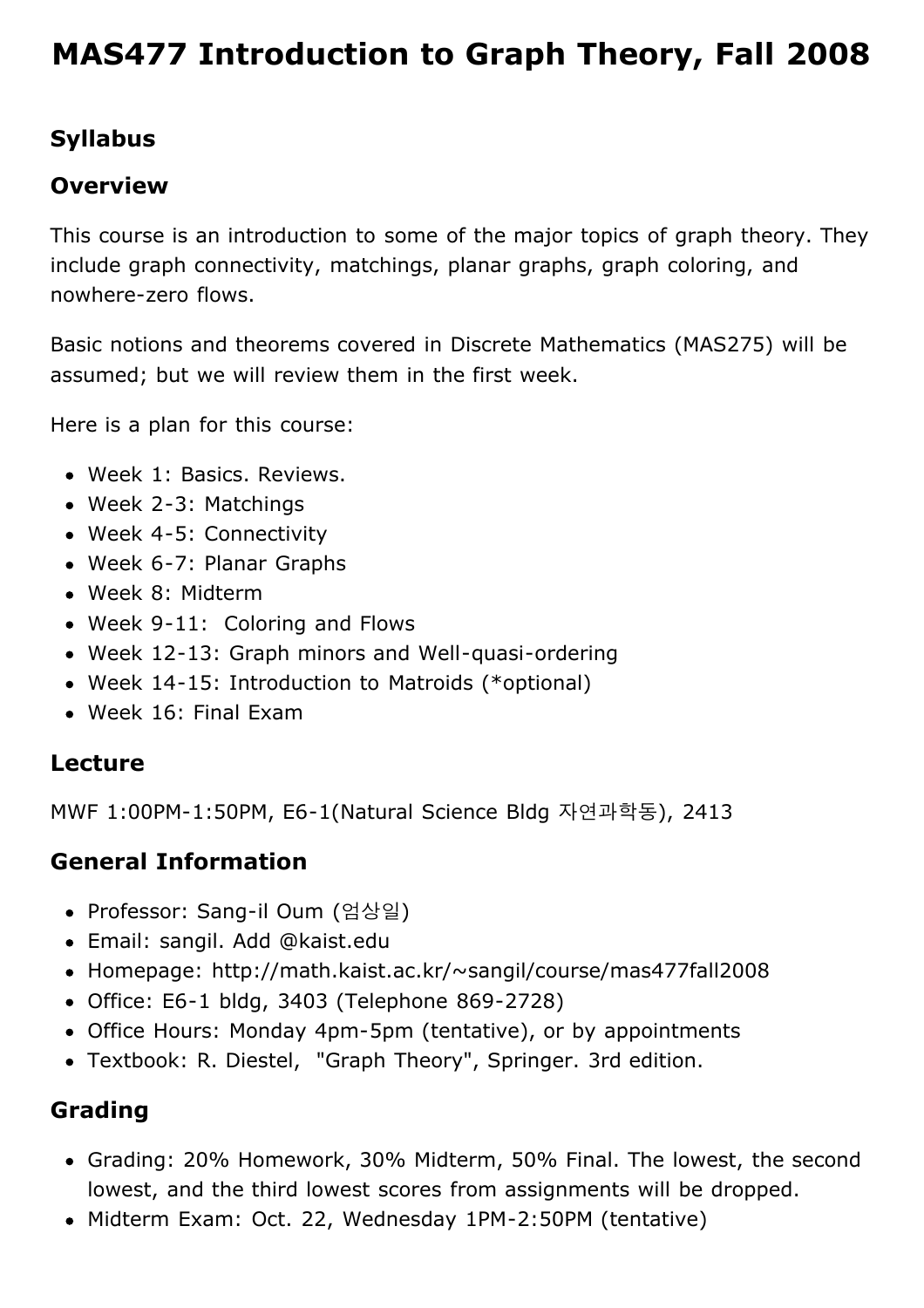# MAS477 Introduction to Graph Theory, Fall 2008

## Syllabus

### Overview

This course is an introduction to some of the major topics of graph theory. They include graph connectivity, matchings, planar graphs, graph coloring, and nowhere-zero flows.

Basic notions and theorems covered in Discrete Mathematics (MAS275) will be assumed; but we will review them in the first week.

Here is a plan for this course:

- Week 1: Basics. Reviews.
- Week 2-3: Matchings
- Week 4-5: Connectivity
- Week 6-7: Planar Graphs
- Week 8: Midterm
- Week 9-11: Coloring and Flows
- Week 12-13: Graph minors and Well-quasi-ordering
- Week 14-15: Introduction to Matroids (*optional)
- Week 16: Final Exam

### Lecture

MWF 1:00PM-1:50PM, E6-1(Natural Science Bldg 자연과학동), 2413

### General Information

- Professor: Sang-il Oum (엄상일)
- Email: sangil. Add @kaist.edu
- Homepage: http://math.kaist.ac.kr/~sangil/course/mas477fall2008
- Office: E6-1 bldg, 3403 (Telephone 869-2728)
- Office Hours: Monday 4pm-5pm (tentative), or by appointments
- Textbook: R. Diestel, "Graph Theory", Springer. 3rd edition.

### Grading

- Grading: 20% Homework, 30% Midterm, 50% Final. The lowest, the second lowest, and the third lowest scores from assignments will be dropped.
- Midterm Exam: Oct. 22, Wednesday 1PM-2:50PM (tentative)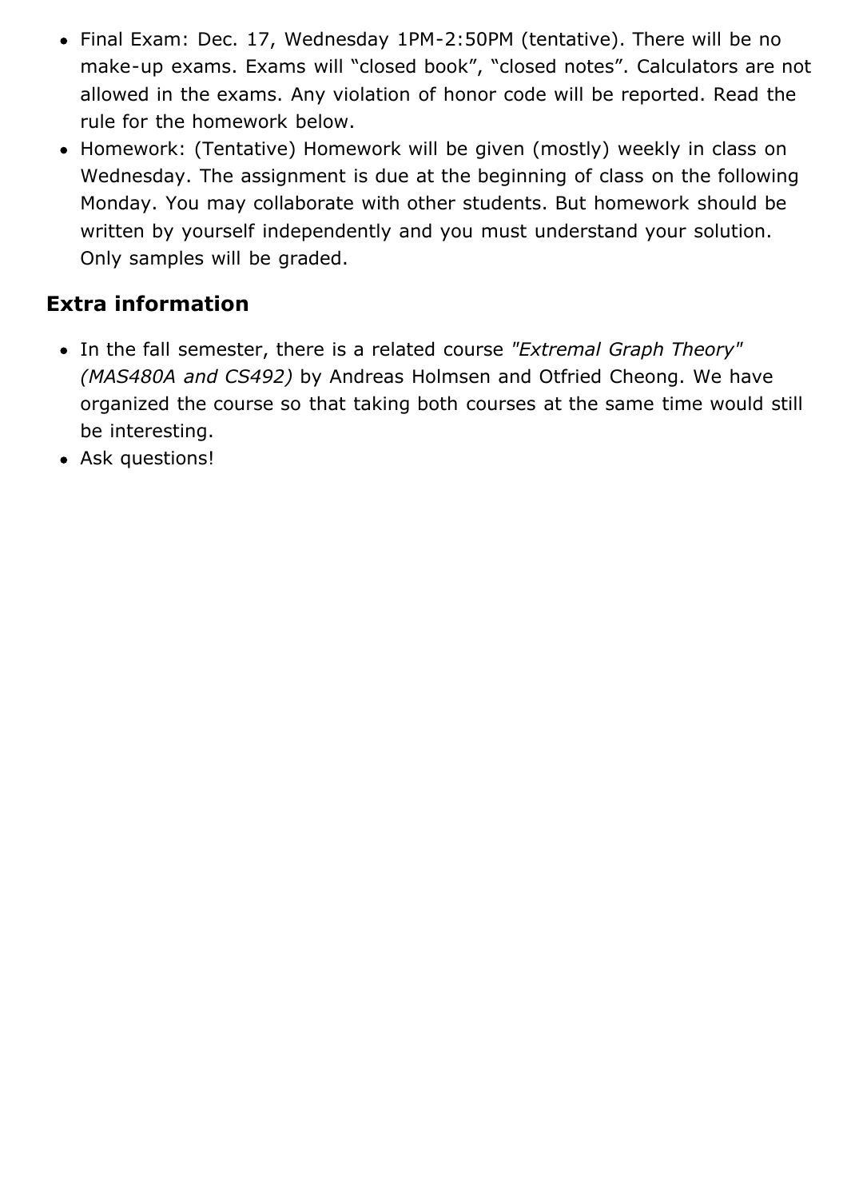- Final Exam: Dec. 17, Wednesday 1PM-2:50PM (tentative). There will be no make-up exams. Exams will “closed book”, “closed notes”. Calculators are not allowed in the exams. Any violation of honor code will be reported. Read the rule for the homework below.
- Homework: (Tentative) Homework will be given (mostly) weekly in class on Wednesday. The assignment is due at the beginning of class on the following Monday. You may collaborate with other students. But homework should be written by yourself independently and you must understand your solution. Only samples will be graded.

## Extra information

- In the fall semester, there is a related course *"Extremal Graph Theory" (MAS480A and CS492)* by Andreas Holmsen and Otfried Cheong. We have organized the course so that taking both courses at the same time would still be interesting.
- Ask questions!